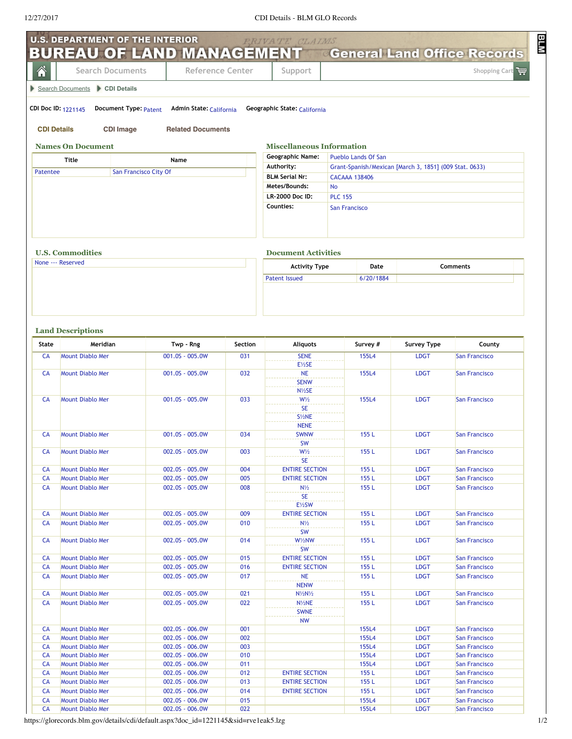# U.S. DEPARTMENT OF THE INTERIOR BUREAU OF LAND MANAGEMENT — General Land Office Records

Search Documents | Reference Center | Support | Shopping Cart

Search Documents > CDI Details

**CDI Doc ID:** 1221145 **Document Type:** Patent **Admin State:** California **Geographic State:** California

**CDI Details** | **CDI Image** | **Related Documents**

## Names On Document

| Title | Name |
|---|---|
| Patentee | San Francisco City Of |

## Miscellaneous Information

| | |
|---|---|
| **Geographic Name:** | Pueblo Lands Of San |
| **Authority:** | Grant-Spanish/Mexican [March 3, 1851] (009 Stat. 0633) |
| **BLM Serial Nr:** | CACAAA 138406 |
| **Metes/Bounds:** | No |
| **LR-2000 Doc ID:** | PLC 155 |
| **Counties:** | San Francisco |

## U.S. Commodities

None --- Reserved

## Document Activities

| Activity Type | Date | Comments |
|---|---|---|
| Patent Issued | 6/20/1884 | |

## Land Descriptions

| State | Meridian | Twp - Rng | Section | Aliquots | Survey # | Survey Type | County |
|---|---|---|---|---|---|---|---|
| CA | Mount Diablo Mer | 001.0S - 005.0W | 031 | SENE<br>E½SE | 155L4 | LDGT | San Francisco |
| CA | Mount Diablo Mer | 001.0S - 005.0W | 032 | NE<br>SENW<br>N½SE | 155L4 | LDGT | San Francisco |
| CA | Mount Diablo Mer | 001.0S - 005.0W | 033 | W½<br>SE<br>S½NE<br>NENE | 155L4 | LDGT | San Francisco |
| CA | Mount Diablo Mer | 001.0S - 005.0W | 034 | SWNW<br>SW | 155 L | LDGT | San Francisco |
| CA | Mount Diablo Mer | 002.0S - 005.0W | 003 | W½<br>SE | 155 L | LDGT | San Francisco |
| CA | Mount Diablo Mer | 002.0S - 005.0W | 004 | ENTIRE SECTION | 155 L | LDGT | San Francisco |
| CA | Mount Diablo Mer | 002.0S - 005.0W | 005 | ENTIRE SECTION | 155 L | LDGT | San Francisco |
| CA | Mount Diablo Mer | 002.0S - 005.0W | 008 | N½<br>SE<br>E½SW | 155 L | LDGT | San Francisco |
| CA | Mount Diablo Mer | 002.0S - 005.0W | 009 | ENTIRE SECTION | 155 L | LDGT | San Francisco |
| CA | Mount Diablo Mer | 002.0S - 005.0W | 010 | N½<br>SW | 155 L | LDGT | San Francisco |
| CA | Mount Diablo Mer | 002.0S - 005.0W | 014 | W½NW<br>SW | 155 L | LDGT | San Francisco |
| CA | Mount Diablo Mer | 002.0S - 005.0W | 015 | ENTIRE SECTION | 155 L | LDGT | San Francisco |
| CA | Mount Diablo Mer | 002.0S - 005.0W | 016 | ENTIRE SECTION | 155 L | LDGT | San Francisco |
| CA | Mount Diablo Mer | 002.0S - 005.0W | 017 | NE<br>NENW | 155 L | LDGT | San Francisco |
| CA | Mount Diablo Mer | 002.0S - 005.0W | 021 | N½N½ | 155 L | LDGT | San Francisco |
| CA | Mount Diablo Mer | 002.0S - 005.0W | 022 | N½NE<br>SWNE<br>NW | 155 L | LDGT | San Francisco |
| CA | Mount Diablo Mer | 002.0S - 006.0W | 001 | | 155L4 | LDGT | San Francisco |
| CA | Mount Diablo Mer | 002.0S - 006.0W | 002 | | 155L4 | LDGT | San Francisco |
| CA | Mount Diablo Mer | 002.0S - 006.0W | 003 | | 155L4 | LDGT | San Francisco |
| CA | Mount Diablo Mer | 002.0S - 006.0W | 010 | | 155L4 | LDGT | San Francisco |
| CA | Mount Diablo Mer | 002.0S - 006.0W | 011 | | 155L4 | LDGT | San Francisco |
| CA | Mount Diablo Mer | 002.0S - 006.0W | 012 | ENTIRE SECTION | 155 L | LDGT | San Francisco |
| CA | Mount Diablo Mer | 002.0S - 006.0W | 013 | ENTIRE SECTION | 155 L | LDGT | San Francisco |
| CA | Mount Diablo Mer | 002.0S - 006.0W | 014 | ENTIRE SECTION | 155 L | LDGT | San Francisco |
| CA | Mount Diablo Mer | 002.0S - 006.0W | 015 | | 155L4 | LDGT | San Francisco |
| CA | Mount Diablo Mer | 002.0S - 006.0W | 022 | | 155L4 | LDGT | San Francisco |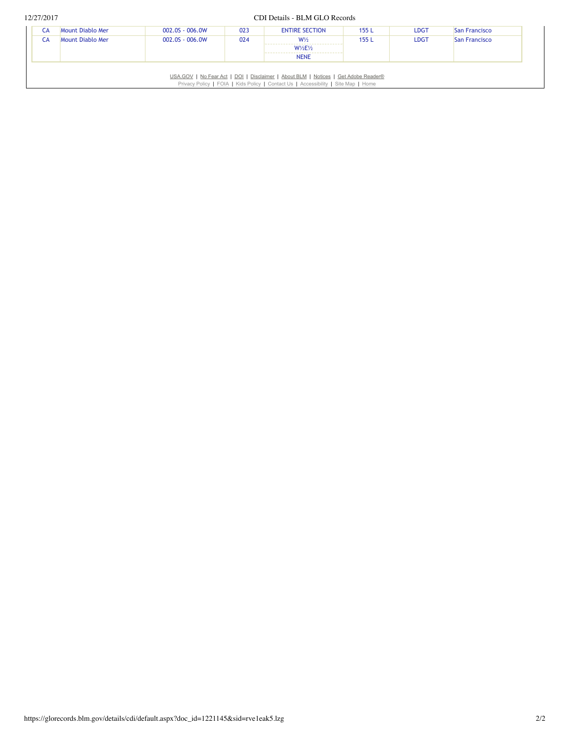| | | | | | | | |
|---|---|---|---|---|---|---|---|
| CA | Mount Diablo Mer | 002.0S - 006.0W | 023 | ENTIRE SECTION | 155 L | LDGT | San Francisco |
| CA | Mount Diablo Mer | 002.0S - 006.0W | 024 | W½<br>W½E½<br>NENE | 155 L | LDGT | San Francisco |

USA.GOV | No Fear Act | DOI | Disclaimer | About BLM | Notices | Get Adobe Reader®
Privacy Policy | FOIA | Kids Policy | Contact Us | Accessibility | Site Map | Home